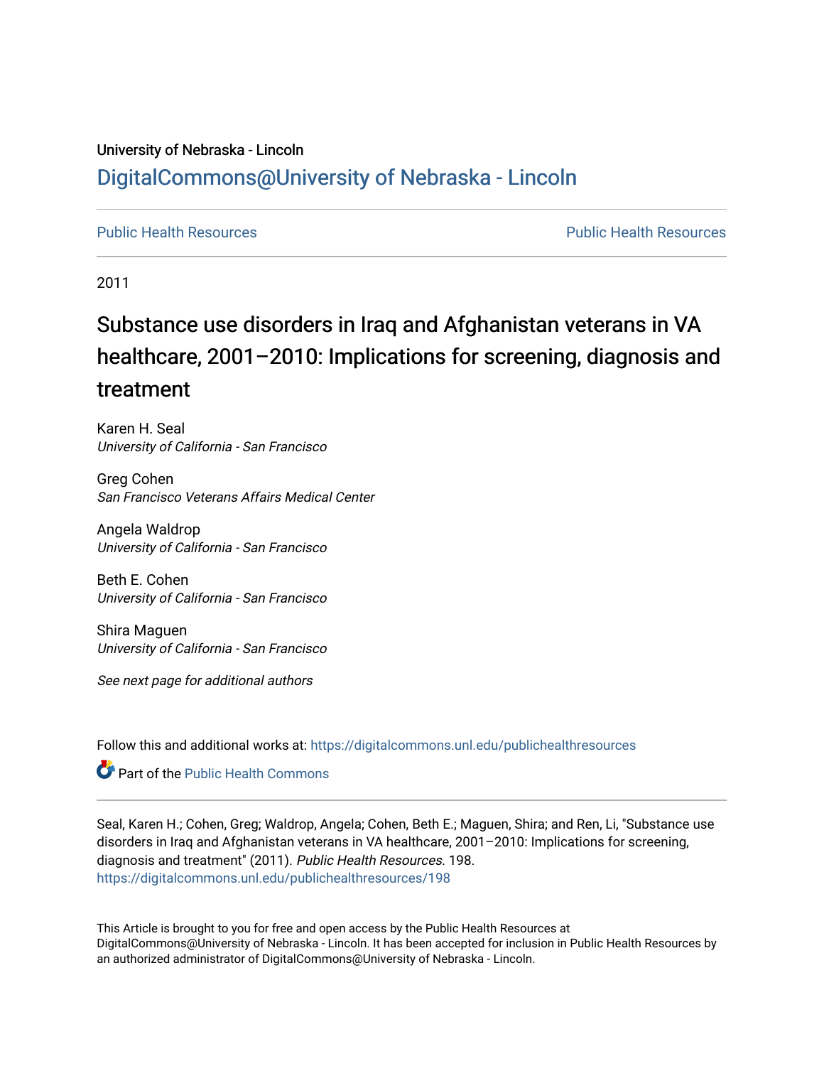University of Nebraska - Lincoln

DigitalCommons@University of Nebraska - Lincoln

Public Health Resources                                                                                                   Public Health Resources

2011

# Substance use disorders in Iraq and Afghanistan veterans in VA healthcare, 2001–2010: Implications for screening, diagnosis and treatment

Karen H. Seal
*University of California - San Francisco*

Greg Cohen
*San Francisco Veterans Affairs Medical Center*

Angela Waldrop
*University of California - San Francisco*

Beth E. Cohen
*University of California - San Francisco*

Shira Maguen
*University of California - San Francisco*

*See next page for additional authors*

Follow this and additional works at: https://digitalcommons.unl.edu/publichealthresources

Part of the Public Health Commons

Seal, Karen H.; Cohen, Greg; Waldrop, Angela; Cohen, Beth E.; Maguen, Shira; and Ren, Li, "Substance use disorders in Iraq and Afghanistan veterans in VA healthcare, 2001–2010: Implications for screening, diagnosis and treatment" (2011). *Public Health Resources*. 198.
https://digitalcommons.unl.edu/publichealthresources/198

This Article is brought to you for free and open access by the Public Health Resources at DigitalCommons@University of Nebraska - Lincoln. It has been accepted for inclusion in Public Health Resources by an authorized administrator of DigitalCommons@University of Nebraska - Lincoln.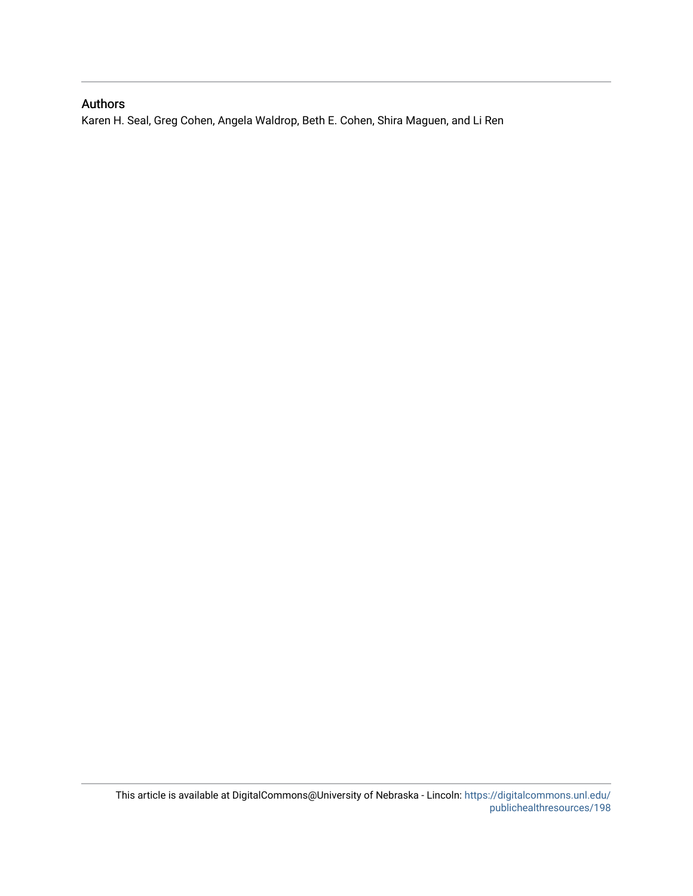## Authors

Karen H. Seal, Greg Cohen, Angela Waldrop, Beth E. Cohen, Shira Maguen, and Li Ren

This article is available at DigitalCommons@University of Nebraska - Lincoln: https://digitalcommons.unl.edu/publichealthresources/198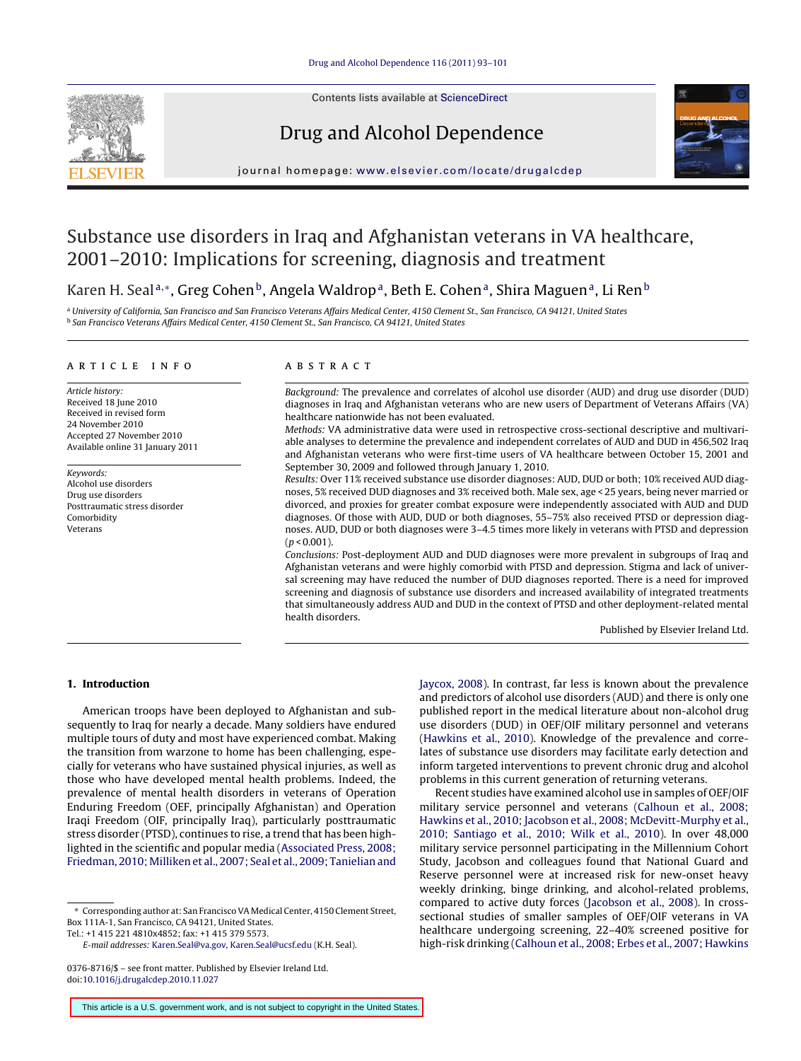# Substance use disorders in Iraq and Afghanistan veterans in VA healthcare, 2001–2010: Implications for screening, diagnosis and treatment

Karen H. Seal[a,*], Greg Cohen[b], Angela Waldrop[a], Beth E. Cohen[a], Shira Maguen[a], Li Ren[b]

[a] University of California, San Francisco and San Francisco Veterans Affairs Medical Center, 4150 Clement St., San Francisco, CA 94121, United States
[b] San Francisco Veterans Affairs Medical Center, 4150 Clement St., San Francisco, CA 94121, United States

## ARTICLE INFO

*Article history:*
Received 18 June 2010
Received in revised form
24 November 2010
Accepted 27 November 2010
Available online 31 January 2011

*Keywords:*
Alcohol use disorders
Drug use disorders
Posttraumatic stress disorder
Comorbidity
Veterans

## ABSTRACT

*Background:* The prevalence and correlates of alcohol use disorder (AUD) and drug use disorder (DUD) diagnoses in Iraq and Afghanistan veterans who are new users of Department of Veterans Affairs (VA) healthcare nationwide has not been evaluated.

*Methods:* VA administrative data were used in retrospective cross-sectional descriptive and multivariable analyses to determine the prevalence and independent correlates of AUD and DUD in 456,502 Iraq and Afghanistan veterans who were first-time users of VA healthcare between October 15, 2001 and September 30, 2009 and followed through January 1, 2010.

*Results:* Over 11% received substance use disorder diagnoses: AUD, DUD or both; 10% received AUD diagnoses, 5% received DUD diagnoses and 3% received both. Male sex, age < 25 years, being never married or divorced, and proxies for greater combat exposure were independently associated with AUD and DUD diagnoses. Of those with AUD, DUD or both diagnoses, 55–75% also received PTSD or depression diagnoses. AUD, DUD or both diagnoses were 3–4.5 times more likely in veterans with PTSD and depression ($p < 0.001$).

*Conclusions:* Post-deployment AUD and DUD diagnoses were more prevalent in subgroups of Iraq and Afghanistan veterans and were highly comorbid with PTSD and depression. Stigma and lack of universal screening may have reduced the number of DUD diagnoses reported. There is a need for improved screening and diagnosis of substance use disorders and increased availability of integrated treatments that simultaneously address AUD and DUD in the context of PTSD and other deployment-related mental health disorders.

Published by Elsevier Ireland Ltd.

## 1. Introduction

American troops have been deployed to Afghanistan and subsequently to Iraq for nearly a decade. Many soldiers have endured multiple tours of duty and most have experienced combat. Making the transition from warzone to home has been challenging, especially for veterans who have sustained physical injuries, as well as those who have developed mental health problems. Indeed, the prevalence of mental health disorders in veterans of Operation Enduring Freedom (OEF, principally Afghanistan) and Operation Iraqi Freedom (OIF, principally Iraq), particularly posttraumatic stress disorder (PTSD), continues to rise, a trend that has been highlighted in the scientific and popular media (Associated Press, 2008; Friedman, 2010; Milliken et al., 2007; Seal et al., 2009; Tanielian and Jaycox, 2008). In contrast, far less is known about the prevalence and predictors of alcohol use disorders (AUD) and there is only one published report in the medical literature about non-alcohol drug use disorders (DUD) in OEF/OIF military personnel and veterans (Hawkins et al., 2010). Knowledge of the prevalence and correlates of substance use disorders may facilitate early detection and inform targeted interventions to prevent chronic drug and alcohol problems in this current generation of returning veterans.

Recent studies have examined alcohol use in samples of OEF/OIF military service personnel and veterans (Calhoun et al., 2008; Hawkins et al., 2010; Jacobson et al., 2008; McDevitt-Murphy et al., 2010; Santiago et al., 2010; Wilk et al., 2010). In over 48,000 military service personnel participating in the Millennium Cohort Study, Jacobson and colleagues found that National Guard and Reserve personnel were at increased risk for new-onset heavy weekly drinking, binge drinking, and alcohol-related problems, compared to active duty forces (Jacobson et al., 2008). In cross-sectional studies of smaller samples of OEF/OIF veterans in VA healthcare undergoing screening, 22–40% screened positive for high-risk drinking (Calhoun et al., 2008; Erbes et al., 2007; Hawkins

\* Corresponding author at: San Francisco VA Medical Center, 4150 Clement Street, Box 111A-1, San Francisco, CA 94121, United States.
Tel.: +1 415 221 4810x4852; fax: +1 415 379 5573.
*E-mail addresses:* Karen.Seal@va.gov, Karen.Seal@ucsf.edu (K.H. Seal).

0376-8716/$ – see front matter. Published by Elsevier Ireland Ltd.
doi:10.1016/j.drugalcdep.2010.11.027

This article is a U.S. government work, and is not subject to copyright in the United States.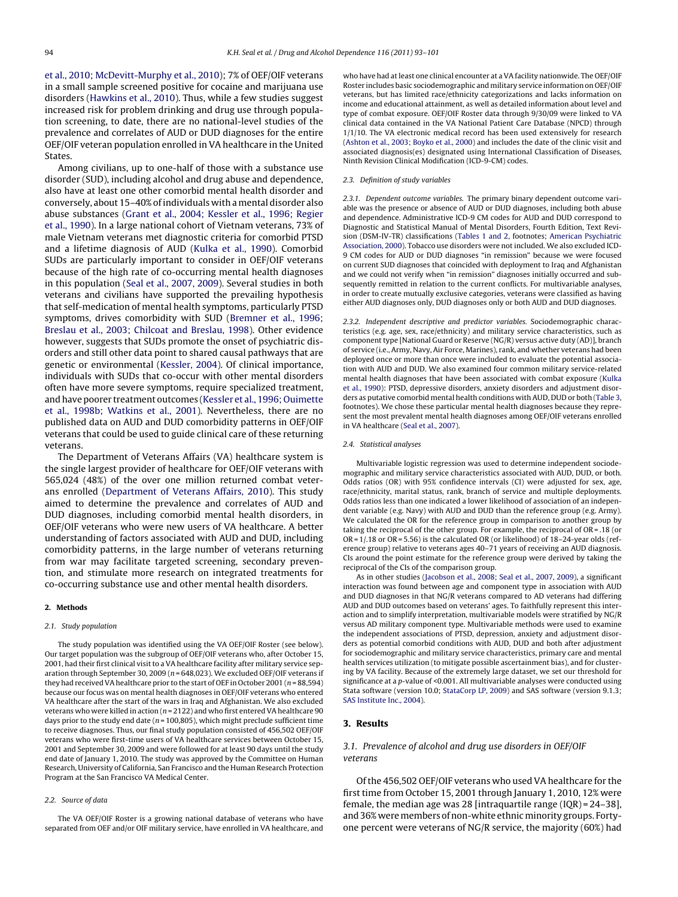et al., 2010; McDevitt-Murphy et al., 2010); 7% of OEF/OIF veterans in a small sample screened positive for cocaine and marijuana use disorders (Hawkins et al., 2010). Thus, while a few studies suggest increased risk for problem drinking and drug use through population screening, to date, there are no national-level studies of the prevalence and correlates of AUD or DUD diagnoses for the entire OEF/OIF veteran population enrolled in VA healthcare in the United States.

Among civilians, up to one-half of those with a substance use disorder (SUD), including alcohol and drug abuse and dependence, also have at least one other comorbid mental health disorder and conversely, about 15–40% of individuals with a mental disorder also abuse substances (Grant et al., 2004; Kessler et al., 1996; Regier et al., 1990). In a large national cohort of Vietnam veterans, 73% of male Vietnam veterans met diagnostic criteria for comorbid PTSD and a lifetime diagnosis of AUD (Kulka et al., 1990). Comorbid SUDs are particularly important to consider in OEF/OIF veterans because of the high rate of co-occurring mental health diagnoses in this population (Seal et al., 2007, 2009). Several studies in both veterans and civilians have supported the prevailing hypothesis that self-medication of mental health symptoms, particularly PTSD symptoms, drives comorbidity with SUD (Bremner et al., 1996; Breslau et al., 2003; Chilcoat and Breslau, 1998). Other evidence however, suggests that SUDs promote the onset of psychiatric disorders and still other data point to shared causal pathways that are genetic or environmental (Kessler, 2004). Of clinical importance, individuals with SUDs that co-occur with other mental disorders often have more severe symptoms, require specialized treatment, and have poorer treatment outcomes (Kessler et al., 1996; Ouimette et al., 1998b; Watkins et al., 2001). Nevertheless, there are no published data on AUD and DUD comorbidity patterns in OEF/OIF veterans that could be used to guide clinical care of these returning veterans.

The Department of Veterans Affairs (VA) healthcare system is the single largest provider of healthcare for OEF/OIF veterans with 565,024 (48%) of the over one million returned combat veterans enrolled (Department of Veterans Affairs, 2010). This study aimed to determine the prevalence and correlates of AUD and DUD diagnoses, including comorbid mental health disorders, in OEF/OIF veterans who were new users of VA healthcare. A better understanding of factors associated with AUD and DUD, including comorbidity patterns, in the large number of veterans returning from war may facilitate targeted screening, secondary prevention, and stimulate more research on integrated treatments for co-occurring substance use and other mental health disorders.

## 2. Methods

### 2.1. Study population

The study population was identified using the VA OEF/OIF Roster (see below). Our target population was the subgroup of OEF/OIF veterans who, after October 15, 2001, had their first clinical visit to a VA healthcare facility after military service separation through September 30, 2009 (n = 648,023). We excluded OEF/OIF veterans if they had received VA healthcare prior to the start of OEF in October 2001 (n = 88,594) because our focus was on mental health diagnoses in OEF/OIF veterans who entered VA healthcare after the start of the wars in Iraq and Afghanistan. We also excluded veterans who were killed in action (n = 2122) and who first entered VA healthcare 90 days prior to the study end date (n = 100,805), which might preclude sufficient time to receive diagnoses. Thus, our final study population consisted of 456,502 OEF/OIF veterans who were first-time users of VA healthcare services between October 15, 2001 and September 30, 2009 and were followed for at least 90 days until the study end date of January 1, 2010. The study was approved by the Committee on Human Research, University of California, San Francisco and the Human Research Protection Program at the San Francisco VA Medical Center.

### 2.2. Source of data

The VA OEF/OIF Roster is a growing national database of veterans who have separated from OEF and/or OIF military service, have enrolled in VA healthcare, and who have had at least one clinical encounter at a VA facility nationwide. The OEF/OIF Roster includes basic sociodemographic and military service information on OEF/OIF veterans, but has limited race/ethnicity categorizations and lacks information on income and educational attainment, as well as detailed information about level and type of combat exposure. OEF/OIF Roster data through 9/30/09 were linked to VA clinical data contained in the VA National Patient Care Database (NPCD) through 1/1/10. The VA electronic medical record has been used extensively for research (Ashton et al., 2003; Boyko et al., 2000) and includes the date of the clinic visit and associated diagnosis(es) designated using International Classification of Diseases, Ninth Revision Clinical Modification (ICD-9-CM) codes.

### 2.3. Definition of study variables

*2.3.1. Dependent outcome variables.* The primary binary dependent outcome variable was the presence or absence of AUD or DUD diagnoses, including both abuse and dependence. Administrative ICD-9 CM codes for AUD and DUD correspond to Diagnostic and Statistical Manual of Mental Disorders, Fourth Edition, Text Revision (DSM-IV-TR) classifications (Tables 1 and 2, footnotes; American Psychiatric Association, 2000). Tobacco use disorders were not included. We also excluded ICD-9 CM codes for AUD or DUD diagnoses "in remission" because we were focused on current SUD diagnoses that coincided with deployment to Iraq and Afghanistan and we could not verify when "in remission" diagnoses initially occurred and subsequently remitted in relation to the current conflicts. For multivariable analyses, in order to create mutually exclusive categories, veterans were classified as having either AUD diagnoses only, DUD diagnoses only or both AUD and DUD diagnoses.

*2.3.2. Independent descriptive and predictor variables.* Sociodemographic characteristics (e.g. age, sex, race/ethnicity) and military service characteristics, such as component type [National Guard or Reserve (NG/R) versus active duty (AD)], branch of service (i.e., Army, Navy, Air Force, Marines), rank, and whether veterans had been deployed once or more than once were included to evaluate the potential association with AUD and DUD. We also examined four common military service-related mental health diagnoses that have been associated with combat exposure (Kulka et al., 1990): PTSD, depressive disorders, anxiety disorders and adjustment disorders as putative comorbid mental health conditions with AUD, DUD or both (Table 3, footnotes). We chose these particular mental health diagnoses because they represent the most prevalent mental health diagnoses among OEF/OIF veterans enrolled in VA healthcare (Seal et al., 2007).

### 2.4. Statistical analyses

Multivariable logistic regression was used to determine independent sociodemographic and military service characteristics associated with AUD, DUD, or both. Odds ratios (OR) with 95% confidence intervals (CI) were adjusted for sex, age, race/ethnicity, marital status, rank, branch of service and multiple deployments. Odds ratios less than one indicated a lower likelihood of association of an independent variable (e.g. Navy) with AUD and DUD than the reference group (e.g. Army). We calculated the OR for the reference group in comparison to another group by taking the reciprocal of the other group. For example, the reciprocal of OR = .18 (or OR = 1/.18 or OR = 5.56) is the calculated OR (or likelihood) of 18–24-year olds (reference group) relative to veterans ages 40–71 years of receiving an AUD diagnosis. CIs around the point estimate for the reference group were derived by taking the reciprocal of the CIs of the comparison group.

As in other studies (Jacobson et al., 2008; Seal et al., 2007, 2009), a significant interaction was found between age and component type in association with AUD and DUD diagnoses in that NG/R veterans compared to AD veterans had differing AUD and DUD outcomes based on veterans' ages. To faithfully represent this interaction and to simplify interpretation, multivariable models were stratified by NG/R versus AD military component type. Multivariable methods were used to examine the independent associations of PTSD, depression, anxiety and adjustment disorders as potential comorbid conditions with AUD, DUD and both after adjustment for sociodemographic and military service characteristics, primary care and mental health services utilization (to mitigate possible ascertainment bias), and for clustering by VA facility. Because of the extremely large dataset, we set our threshold for significance at a p-value of <0.001. All multivariable analyses were conducted using Stata software (version 10.0; StataCorp LP, 2009) and SAS software (version 9.1.3; SAS Institute Inc., 2004).

## 3. Results

### 3.1. Prevalence of alcohol and drug use disorders in OEF/OIF veterans

Of the 456,502 OEF/OIF veterans who used VA healthcare for the first time from October 15, 2001 through January 1, 2010, 12% were female, the median age was 28 [intraquartile range (IQR) = 24–38], and 36% were members of non-white ethnic minority groups. Forty-one percent were veterans of NG/R service, the majority (60%) had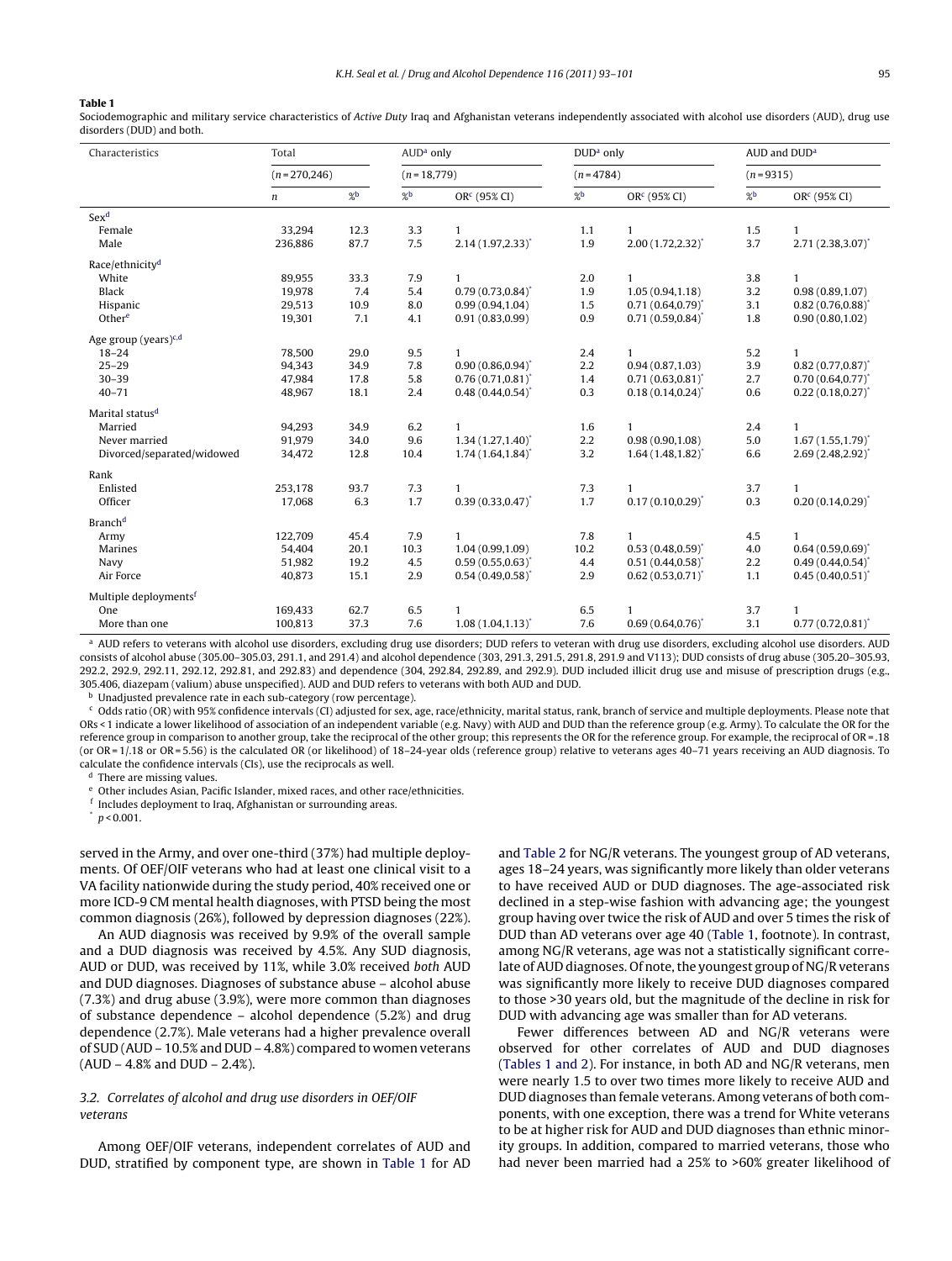**Table 1**

Sociodemographic and military service characteristics of *Active Duty* Iraq and Afghanistan veterans independently associated with alcohol use disorders (AUD), drug use disorders (DUD) and both.

| Characteristics | Total | | AUD[a] only | | DUD[a] only | | AUD and DUD[a] | |
|---|---|---|---|---|---|---|---|---|
| | (n = 270,246) | | (n = 18,779) | | (n = 4784) | | (n = 9315) | |
| | n | %[b] | %[b] | OR[c] (95% CI) | %[b] | OR[c] (95% CI) | %[b] | OR[c] (95% CI) |
| Sex[d] | | | | | | | | |
| Female | 33,294 | 12.3 | 3.3 | 1 | 1.1 | 1 | 1.5 | 1 |
| Male | 236,886 | 87.7 | 7.5 | 2.14 (1.97,2.33)* | 1.9 | 2.00 (1.72,2.32)* | 3.7 | 2.71 (2.38,3.07)* |
| Race/ethnicity[d] | | | | | | | | |
| White | 89,955 | 33.3 | 7.9 | 1 | 2.0 | 1 | 3.8 | 1 |
| Black | 19,978 | 7.4 | 5.4 | 0.79 (0.73,0.84)* | 1.9 | 1.05 (0.94,1.18) | 3.2 | 0.98 (0.89,1.07) |
| Hispanic | 29,513 | 10.9 | 8.0 | 0.99 (0.94,1.04) | 1.5 | 0.71 (0.64,0.79)* | 3.1 | 0.82 (0.76,0.88)* |
| Other[e] | 19,301 | 7.1 | 4.1 | 0.91 (0.83,0.99) | 0.9 | 0.71 (0.59,0.84)* | 1.8 | 0.90 (0.80,1.02) |
| Age group (years)[c,d] | | | | | | | | |
| 18–24 | 78,500 | 29.0 | 9.5 | 1 | 2.4 | 1 | 5.2 | 1 |
| 25–29 | 94,343 | 34.9 | 7.8 | 0.90 (0.86,0.94)* | 2.2 | 0.94 (0.87,1.03) | 3.9 | 0.82 (0.77,0.87)* |
| 30–39 | 47,984 | 17.8 | 5.8 | 0.76 (0.71,0.81)* | 1.4 | 0.71 (0.63,0.81)* | 2.7 | 0.70 (0.64,0.77)* |
| 40–71 | 48,967 | 18.1 | 2.4 | 0.48 (0.44,0.54)* | 0.3 | 0.18 (0.14,0.24)* | 0.6 | 0.22 (0.18,0.27)* |
| Marital status[d] | | | | | | | | |
| Married | 94,293 | 34.9 | 6.2 | 1 | 1.6 | 1 | 2.4 | 1 |
| Never married | 91,979 | 34.0 | 9.6 | 1.34 (1.27,1.40)* | 2.2 | 0.98 (0.90,1.08) | 5.0 | 1.67 (1.55,1.79)* |
| Divorced/separated/widowed | 34,472 | 12.8 | 10.4 | 1.74 (1.64,1.84)* | 3.2 | 1.64 (1.48,1.82)* | 6.6 | 2.69 (2.48,2.92)* |
| Rank | | | | | | | | |
| Enlisted | 253,178 | 93.7 | 7.3 | 1 | 7.3 | 1 | 3.7 | 1 |
| Officer | 17,068 | 6.3 | 1.7 | 0.39 (0.33,0.47)* | 1.7 | 0.17 (0.10,0.29)* | 0.3 | 0.20 (0.14,0.29)* |
| Branch[d] | | | | | | | | |
| Army | 122,709 | 45.4 | 7.9 | 1 | 7.8 | 1 | 4.5 | 1 |
| Marines | 54,404 | 20.1 | 10.3 | 1.04 (0.99,1.09) | 10.2 | 0.53 (0.48,0.59)* | 4.0 | 0.64 (0.59,0.69)* |
| Navy | 51,982 | 19.2 | 4.5 | 0.59 (0.55,0.63)* | 4.4 | 0.51 (0.44,0.58)* | 2.2 | 0.49 (0.44,0.54)* |
| Air Force | 40,873 | 15.1 | 2.9 | 0.54 (0.49,0.58)* | 2.9 | 0.62 (0.53,0.71)* | 1.1 | 0.45 (0.40,0.51)* |
| Multiple deployments[f] | | | | | | | | |
| One | 169,433 | 62.7 | 6.5 | 1 | 6.5 | 1 | 3.7 | 1 |
| More than one | 100,813 | 37.3 | 7.6 | 1.08 (1.04,1.13)* | 7.6 | 0.69 (0.64,0.76)* | 3.1 | 0.77 (0.72,0.81)* |

[a] AUD refers to veterans with alcohol use disorders, excluding drug use disorders; DUD refers to veteran with drug use disorders, excluding alcohol use disorders. AUD consists of alcohol abuse (305.00–305.03, 291.1, and 291.4) and alcohol dependence (303, 291.3, 291.5, 291.8, 291.9 and V113); DUD consists of drug abuse (305.20–305.93, 292.2, 292.9, 292.11, 292.12, 292.81, and 292.83) and dependence (304, 292.84, 292.89, and 292.9). DUD included illicit drug use and misuse of prescription drugs (e.g., 305.406, diazepam (valium) abuse unspecified). AUD and DUD refers to veterans with both AUD and DUD.

[b] Unadjusted prevalence rate in each sub-category (row percentage).

[c] Odds ratio (OR) with 95% confidence intervals (CI) adjusted for sex, age, race/ethnicity, marital status, rank, branch of service and multiple deployments. Please note that ORs < 1 indicate a lower likelihood of association of an independent variable (e.g. Navy) with AUD and DUD than the reference group (e.g. Army). To calculate the OR for the reference group in comparison to another group, take the reciprocal of the other group; this represents the OR for the reference group. For example, the reciprocal of OR = .18 (or OR = 1/.18 or OR = 5.56) is the calculated OR (or likelihood) of 18–24-year olds (reference group) relative to veterans ages 40–71 years receiving an AUD diagnosis. To calculate the confidence intervals (CIs), use the reciprocals as well.

[d] There are missing values.

[e] Other includes Asian, Pacific Islander, mixed races, and other race/ethnicities.

[f] Includes deployment to Iraq, Afghanistan or surrounding areas.

\* $p < 0.001$.

served in the Army, and over one-third (37%) had multiple deployments. Of OEF/OIF veterans who had at least one clinical visit to a VA facility nationwide during the study period, 40% received one or more ICD-9 CM mental health diagnoses, with PTSD being the most common diagnosis (26%), followed by depression diagnoses (22%).

An AUD diagnosis was received by 9.9% of the overall sample and a DUD diagnosis was received by 4.5%. Any SUD diagnosis, AUD or DUD, was received by 11%, while 3.0% received *both* AUD and DUD diagnoses. Diagnoses of substance abuse – alcohol abuse (7.3%) and drug abuse (3.9%), were more common than diagnoses of substance dependence – alcohol dependence (5.2%) and drug dependence (2.7%). Male veterans had a higher prevalence overall of SUD (AUD – 10.5% and DUD – 4.8%) compared to women veterans (AUD – 4.8% and DUD – 2.4%).

### 3.2. Correlates of alcohol and drug use disorders in OEF/OIF veterans

Among OEF/OIF veterans, independent correlates of AUD and DUD, stratified by component type, are shown in Table 1 for AD and Table 2 for NG/R veterans. The youngest group of AD veterans, ages 18–24 years, was significantly more likely than older veterans to have received AUD or DUD diagnoses. The age-associated risk declined in a step-wise fashion with advancing age; the youngest group having over twice the risk of AUD and over 5 times the risk of DUD than AD veterans over age 40 (Table 1, footnote). In contrast, among NG/R veterans, age was not a statistically significant correlate of AUD diagnoses. Of note, the youngest group of NG/R veterans was significantly more likely to receive DUD diagnoses compared to those >30 years old, but the magnitude of the decline in risk for DUD with advancing age was smaller than for AD veterans.

Fewer differences between AD and NG/R veterans were observed for other correlates of AUD and DUD diagnoses (Tables 1 and 2). For instance, in both AD and NG/R veterans, men were nearly 1.5 to over two times more likely to receive AUD and DUD diagnoses than female veterans. Among veterans of both components, with one exception, there was a trend for White veterans to be at higher risk for AUD and DUD diagnoses than ethnic minority groups. In addition, compared to married veterans, those who had never been married had a 25% to >60% greater likelihood of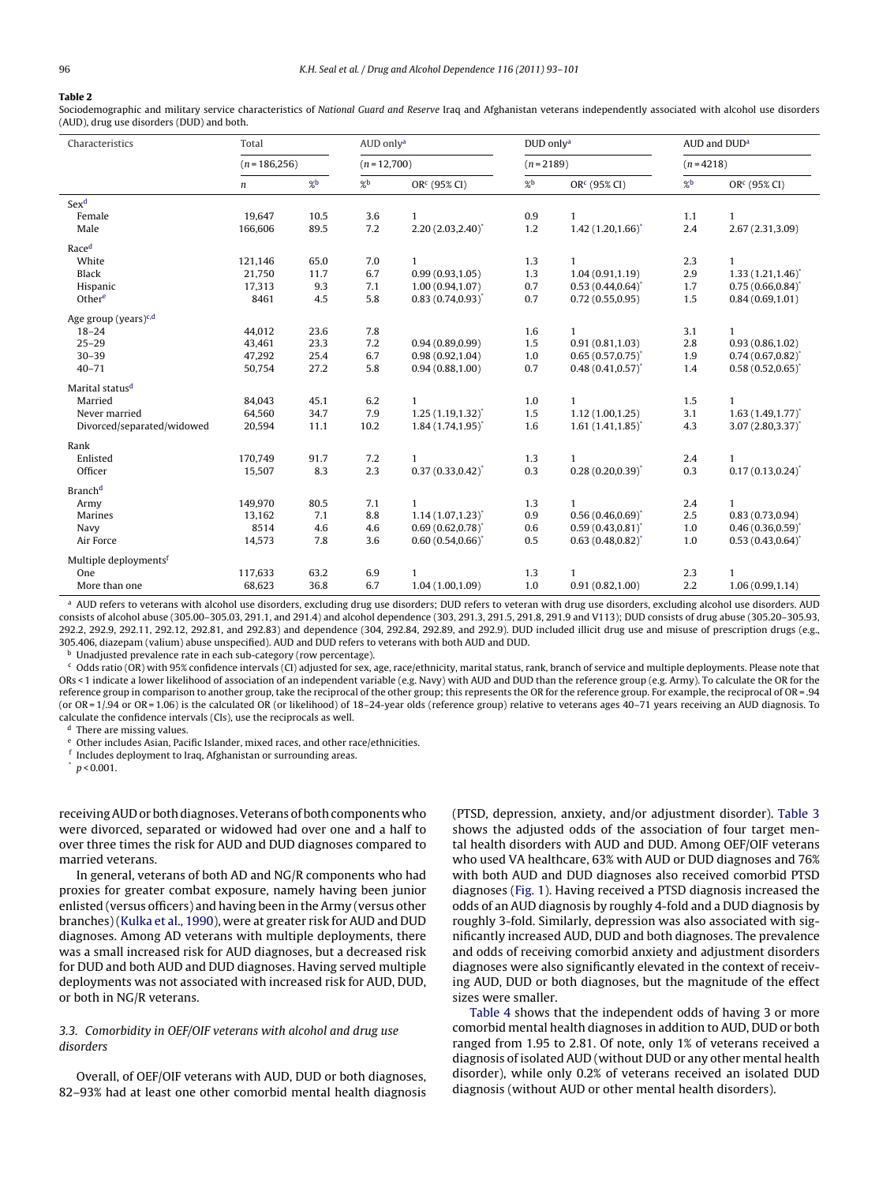**Table 2**

Sociodemographic and military service characteristics of *National Guard and Reserve* Iraq and Afghanistan veterans independently associated with alcohol use disorders (AUD), drug use disorders (DUD) and both.

| Characteristics | Total | | AUD only[a] | | DUD only[a] | | AUD and DUD[a] | |
|---|---|---|---|---|---|---|---|---|
| | (n = 186,256) | | (n = 12,700) | | (n = 2189) | | (n = 4218) | |
| | n | %[b] | %[b] | OR[c] (95% CI) | %[b] | OR[c] (95% CI) | %[b] | OR[c] (95% CI) |
| Sex[d] | | | | | | | | |
| Female | 19,647 | 10.5 | 3.6 | 1 | 0.9 | 1 | 1.1 | 1 |
| Male | 166,606 | 89.5 | 7.2 | 2.20 (2.03,2.40)* | 1.2 | 1.42 (1.20,1.66)* | 2.4 | 2.67 (2.31,3.09) |
| Race[d] | | | | | | | | |
| White | 121,146 | 65.0 | 7.0 | 1 | 1.3 | 1 | 2.3 | 1 |
| Black | 21,750 | 11.7 | 6.7 | 0.99 (0.93,1.05) | 1.3 | 1.04 (0.91,1.19) | 2.9 | 1.33 (1.21,1.46)* |
| Hispanic | 17,313 | 9.3 | 7.1 | 1.00 (0.94,1.07) | 0.7 | 0.53 (0.44,0.64)* | 1.7 | 0.75 (0.66,0.84)* |
| Other[e] | 8461 | 4.5 | 5.8 | 0.83 (0.74,0.93)* | 0.7 | 0.72 (0.55,0.95) | 1.5 | 0.84 (0.69,1.01) |
| Age group (years)[c,d] | | | | | | | | |
| 18–24 | 44,012 | 23.6 | 7.8 | | 1.6 | 1 | 3.1 | 1 |
| 25–29 | 43,461 | 23.3 | 7.2 | 0.94 (0.89,0.99) | 1.5 | 0.91 (0.81,1.03) | 2.8 | 0.93 (0.86,1.02) |
| 30–39 | 47,292 | 25.4 | 6.7 | 0.98 (0.92,1.04) | 1.0 | 0.65 (0.57,0.75)* | 1.9 | 0.74 (0.67,0.82)* |
| 40–71 | 50,754 | 27.2 | 5.8 | 0.94 (0.88,1.00) | 0.7 | 0.48 (0.41,0.57)* | 1.4 | 0.58 (0.52,0.65)* |
| Marital status[d] | | | | | | | | |
| Married | 84,043 | 45.1 | 6.2 | 1 | 1.0 | 1 | 1.5 | 1 |
| Never married | 64,560 | 34.7 | 7.9 | 1.25 (1.19,1.32)* | 1.5 | 1.12 (1.00,1.25) | 3.1 | 1.63 (1.49,1.77)* |
| Divorced/separated/widowed | 20,594 | 11.1 | 10.2 | 1.84 (1.74,1.95)* | 1.6 | 1.61 (1.41,1.85)* | 4.3 | 3.07 (2.80,3.37)* |
| Rank | | | | | | | | |
| Enlisted | 170,749 | 91.7 | 7.2 | 1 | 1.3 | 1 | 2.4 | 1 |
| Officer | 15,507 | 8.3 | 2.3 | 0.37 (0.33,0.42)* | 0.3 | 0.28 (0.20,0.39)* | 0.3 | 0.17 (0.13,0.24)* |
| Branch[d] | | | | | | | | |
| Army | 149,970 | 80.5 | 7.1 | 1 | 1.3 | 1 | 2.4 | 1 |
| Marines | 13,162 | 7.1 | 8.8 | 1.14 (1.07,1.23)* | 0.9 | 0.56 (0.46,0.69)* | 2.5 | 0.83 (0.73,0.94) |
| Navy | 8514 | 4.6 | 4.6 | 0.69 (0.62,0.78)* | 0.6 | 0.59 (0.43,0.81)* | 1.0 | 0.46 (0.36,0.59)* |
| Air Force | 14,573 | 7.8 | 3.6 | 0.60 (0.54,0.66)* | 0.5 | 0.63 (0.48,0.82)* | 1.0 | 0.53 (0.43,0.64)* |
| Multiple deployments[f] | | | | | | | | |
| One | 117,633 | 63.2 | 6.9 | 1 | 1.3 | 1 | 2.3 | 1 |
| More than one | 68,623 | 36.8 | 6.7 | 1.04 (1.00,1.09) | 1.0 | 0.91 (0.82,1.00) | 2.2 | 1.06 (0.99,1.14) |

[a] AUD refers to veterans with alcohol use disorders, excluding drug use disorders; DUD refers to veteran with drug use disorders, excluding alcohol use disorders. AUD consists of alcohol abuse (305.00–305.03, 291.1, and 291.4) and alcohol dependence (303, 291.3, 291.5, 291.8, 291.9 and V113); DUD consists of drug abuse (305.20–305.93, 292.2, 292.9, 292.11, 292.12, 292.81, and 292.83) and dependence (304, 292.84, 292.89, and 292.9). DUD included illicit drug use and misuse of prescription drugs (e.g., 305.406, diazepam (valium) abuse unspecified). AUD and DUD refers to veterans with both AUD and DUD.

[b] Unadjusted prevalence rate in each sub-category (row percentage).

[c] Odds ratio (OR) with 95% confidence intervals (CI) adjusted for sex, age, race/ethnicity, marital status, rank, branch of service and multiple deployments. Please note that ORs < 1 indicate a lower likelihood of association of an independent variable (e.g. Navy) with AUD and DUD than the reference group (e.g. Army). To calculate the OR for the reference group in comparison to another group, take the reciprocal of the other group; this represents the OR for the reference group. For example, the reciprocal of OR = .94 (or OR = 1/.94 or OR = 1.06) is the calculated OR (or likelihood) of 18–24-year olds (reference group) relative to veterans ages 40–71 years receiving an AUD diagnosis. To calculate the confidence intervals (CIs), use the reciprocals as well.

[d] There are missing values.

[e] Other includes Asian, Pacific Islander, mixed races, and other race/ethnicities.

[f] Includes deployment to Iraq, Afghanistan or surrounding areas.

\* $p < 0.001$.

receiving AUD or both diagnoses. Veterans of both components who were divorced, separated or widowed had over one and a half to over three times the risk for AUD and DUD diagnoses compared to married veterans.

In general, veterans of both AD and NG/R components who had proxies for greater combat exposure, namely having been junior enlisted (versus officers) and having been in the Army (versus other branches) (Kulka et al., 1990), were at greater risk for AUD and DUD diagnoses. Among AD veterans with multiple deployments, there was a small increased risk for AUD diagnoses, but a decreased risk for DUD and both AUD and DUD diagnoses. Having served multiple deployments was not associated with increased risk for AUD, DUD, or both in NG/R veterans.

### 3.3. Comorbidity in OEF/OIF veterans with alcohol and drug use disorders

Overall, of OEF/OIF veterans with AUD, DUD or both diagnoses, 82–93% had at least one other comorbid mental health diagnosis (PTSD, depression, anxiety, and/or adjustment disorder). Table 3 shows the adjusted odds of the association of four target mental health disorders with AUD and DUD. Among OEF/OIF veterans who used VA healthcare, 63% with AUD or DUD diagnoses and 76% with both AUD and DUD diagnoses also received comorbid PTSD diagnoses (Fig. 1). Having received a PTSD diagnosis increased the odds of an AUD diagnosis by roughly 4-fold and a DUD diagnosis by roughly 3-fold. Similarly, depression was also associated with significantly increased AUD, DUD and both diagnoses. The prevalence and odds of receiving comorbid anxiety and adjustment disorders diagnoses were also significantly elevated in the context of receiving AUD, DUD or both diagnoses, but the magnitude of the effect sizes were smaller.

Table 4 shows that the independent odds of having 3 or more comorbid mental health diagnoses in addition to AUD, DUD or both ranged from 1.95 to 2.81. Of note, only 1% of veterans received a diagnosis of isolated AUD (without DUD or any other mental health disorder), while only 0.2% of veterans received an isolated DUD diagnosis (without AUD or other mental health disorders).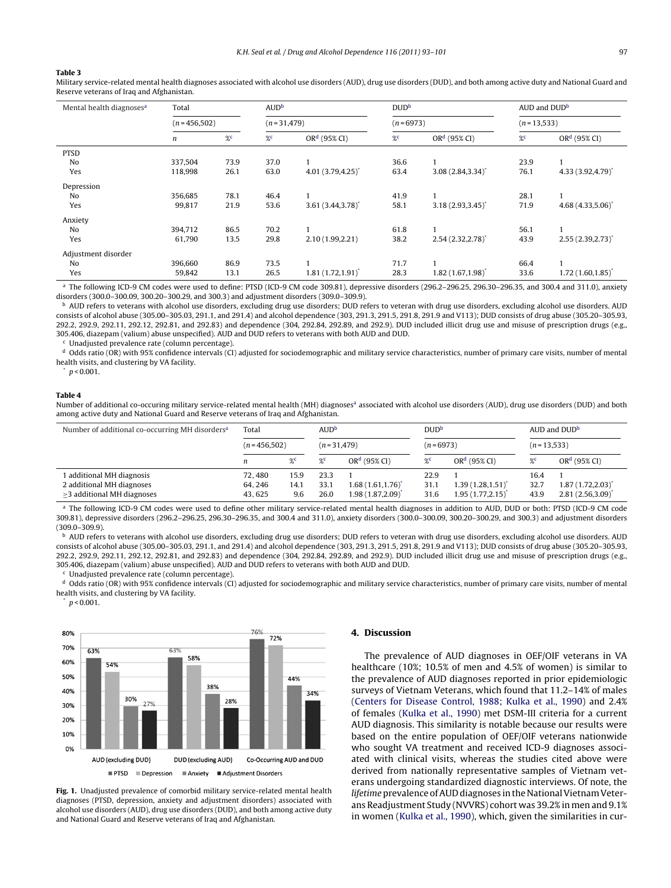**Table 3**

Military service-related mental health diagnoses associated with alcohol use disorders (AUD), drug use disorders (DUD), and both among active duty and National Guard and Reserve veterans of Iraq and Afghanistan.

| Mental health diagnoses[a] | Total | | AUD[b] | | DUD[b] | | AUD and DUD[b] | |
|---|---|---|---|---|---|---|---|---|
| | (n = 456,502) | | (n = 31,479) | | (n = 6973) | | (n = 13,533) | |
| | n | %[c] | %[c] | OR[d] (95% CI) | %[c] | OR[d] (95% CI) | %[c] | OR[d] (95% CI) |
| PTSD | | | | | | | | |
| No | 337,504 | 73.9 | 37.0 | 1 | 36.6 | 1 | 23.9 | 1 |
| Yes | 118,998 | 26.1 | 63.0 | 4.01 (3.79,4.25)* | 63.4 | 3.08 (2.84,3.34)* | 76.1 | 4.33 (3.92,4.79)* |
| Depression | | | | | | | | |
| No | 356,685 | 78.1 | 46.4 | 1 | 41.9 | 1 | 28.1 | 1 |
| Yes | 99,817 | 21.9 | 53.6 | 3.61 (3.44,3.78)* | 58.1 | 3.18 (2.93,3.45)* | 71.9 | 4.68 (4.33,5.06)* |
| Anxiety | | | | | | | | |
| No | 394,712 | 86.5 | 70.2 | 1 | 61.8 | 1 | 56.1 | 1 |
| Yes | 61,790 | 13.5 | 29.8 | 2.10 (1.99,2.21) | 38.2 | 2.54 (2.32,2.78)* | 43.9 | 2.55 (2.39,2.73)* |
| Adjustment disorder | | | | | | | | |
| No | 396,660 | 86.9 | 73.5 | 1 | 71.7 | 1 | 66.4 | 1 |
| Yes | 59,842 | 13.1 | 26.5 | 1.81 (1.72,1.91)* | 28.3 | 1.82 (1.67,1.98)* | 33.6 | 1.72 (1.60,1.85)* |

[a] The following ICD-9 CM codes were used to define: PTSD (ICD-9 CM code 309.81), depressive disorders (296.2–296.25, 296.30–296.35, and 300.4 and 311.0), anxiety disorders (300.0–300.09, 300.20–300.29, and 300.3) and adjustment disorders (309.0–309.9).

[b] AUD refers to veterans with alcohol use disorders, excluding drug use disorders; DUD refers to veteran with drug use disorders, excluding alcohol use disorders. AUD consists of alcohol abuse (305.00–305.03, 291.1, and 291.4) and alcohol dependence (303, 291.3, 291.5, 291.8, 291.9 and V113); DUD consists of drug abuse (305.20–305.93, 292.2, 292.9, 292.11, 292.12, 292.81, and 292.83) and dependence (304, 292.84, 292.89, and 292.9). DUD included illicit drug use and misuse of prescription drugs (e.g., 305.406, diazepam (valium) abuse unspecified). AUD and DUD refers to veterans with both AUD and DUD.

[c] Unadjusted prevalence rate (column percentage).

[d] Odds ratio (OR) with 95% confidence intervals (CI) adjusted for sociodemographic and military service characteristics, number of primary care visits, number of mental health visits, and clustering by VA facility.

\* $p < 0.001$.

**Table 4**

Number of additional co-occuring military service-related mental health (MH) diagnoses[a] associated with alcohol use disorders (AUD), drug use disorders (DUD) and both among active duty and National Guard and Reserve veterans of Iraq and Afghanistan.

| Number of additional co-occurring MH disorders[a] | Total | | AUD[b] | | DUD[b] | | AUD and DUD[b] | |
|---|---|---|---|---|---|---|---|---|
| | (n = 456,502) | | (n = 31,479) | | (n = 6973) | | (n = 13,533) | |
| | n | %[c] | %[c] | OR[d] (95% CI) | %[c] | OR[d] (95% CI) | %[c] | OR[d] (95% CI) |
| 1 additional MH diagnosis | 72, 480 | 15.9 | 23.3 | 1 | 22.9 | 1 | 16.4 | 1 |
| 2 additional MH diagnoses | 64, 246 | 14.1 | 33.1 | 1.68 (1.61,1.76)* | 31.1 | 1.39 (1.28,1.51)* | 32.7 | 1.87 (1.72,2.03)* |
| ≥3 additional MH diagnoses | 43, 625 | 9.6 | 26.0 | 1.98 (1.87,2.09)* | 31.6 | 1.95 (1.77,2.15)* | 43.9 | 2.81 (2.56,3.09)* |

[a] The following ICD-9 CM codes were used to define other military service-related mental health diagnoses in addition to AUD, DUD or both: PTSD (ICD-9 CM code 309.81), depressive disorders (296.2–296.25, 296.30–296.35, and 300.4 and 311.0), anxiety disorders (300.0–300.09, 300.20–300.29, and 300.3) and adjustment disorders (309.0–309.9).

[b] AUD refers to veterans with alcohol use disorders, excluding drug use disorders; DUD refers to veteran with drug use disorders, excluding alcohol use disorders. AUD consists of alcohol abuse (305.00–305.03, 291.1, and 291.4) and alcohol dependence (303, 291.3, 291.5, 291.8, 291.9 and V113); DUD consists of drug abuse (305.20–305.93, 292.2, 292.9, 292.11, 292.12, 292.81, and 292.83) and dependence (304, 292.84, 292.89, and 292.9). DUD included illicit drug use and misuse of prescription drugs (e.g., 305.406, diazepam (valium) abuse unspecified). AUD and DUD refers to veterans with both AUD and DUD.

[c] Unadjusted prevalence rate (column percentage).

[d] Odds ratio (OR) with 95% confidence intervals (CI) adjusted for sociodemographic and military service characteristics, number of primary care visits, number of mental health visits, and clustering by VA facility.

\* $p < 0.001$.

**Fig. 1.** Unadjusted prevalence of comorbid military service-related mental health diagnoses (PTSD, depression, anxiety and adjustment disorders) associated with alcohol use disorders (AUD), drug use disorders (DUD), and both among active duty and National Guard and Reserve veterans of Iraq and Afghanistan.

## 4. Discussion

The prevalence of AUD diagnoses in OEF/OIF veterans in VA healthcare (10%; 10.5% of men and 4.5% of women) is similar to the prevalence of AUD diagnoses reported in prior epidemiologic surveys of Vietnam Veterans, which found that 11.2–14% of males (Centers for Disease Control, 1988; Kulka et al., 1990) and 2.4% of females (Kulka et al., 1990) met DSM-III criteria for a current AUD diagnosis. This similarity is notable because our results were based on the entire population of OEF/OIF veterans nationwide who sought VA treatment and received ICD-9 diagnoses associated with clinical visits, whereas the studies cited above were derived from nationally representative samples of Vietnam veterans undergoing standardized diagnostic interviews. Of note, the *lifetime* prevalence of AUD diagnoses in the National Vietnam Veterans Readjustment Study (NVVRS) cohort was 39.2% in men and 9.1% in women (Kulka et al., 1990), which, given the similarities in cur-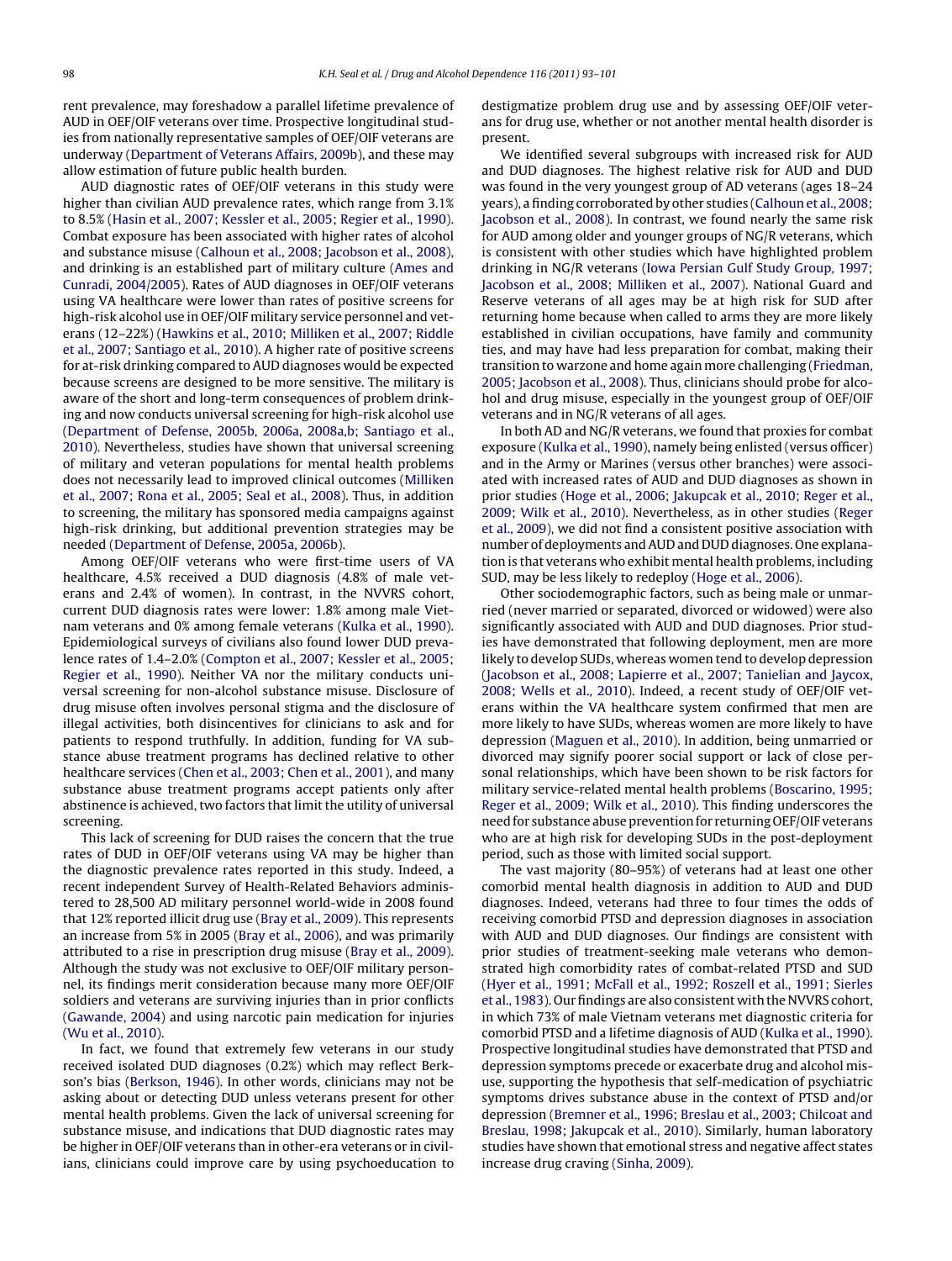rent prevalence, may foreshadow a parallel lifetime prevalence of AUD in OEF/OIF veterans over time. Prospective longitudinal studies from nationally representative samples of OEF/OIF veterans are underway (Department of Veterans Affairs, 2009b), and these may allow estimation of future public health burden.

AUD diagnostic rates of OEF/OIF veterans in this study were higher than civilian AUD prevalence rates, which range from 3.1% to 8.5% (Hasin et al., 2007; Kessler et al., 2005; Regier et al., 1990). Combat exposure has been associated with higher rates of alcohol and substance misuse (Calhoun et al., 2008; Jacobson et al., 2008), and drinking is an established part of military culture (Ames and Cunradi, 2004/2005). Rates of AUD diagnoses in OEF/OIF veterans using VA healthcare were lower than rates of positive screens for high-risk alcohol use in OEF/OIF military service personnel and veterans (12–22%) (Hawkins et al., 2010; Milliken et al., 2007; Riddle et al., 2007; Santiago et al., 2010). A higher rate of positive screens for at-risk drinking compared to AUD diagnoses would be expected because screens are designed to be more sensitive. The military is aware of the short and long-term consequences of problem drinking and now conducts universal screening for high-risk alcohol use (Department of Defense, 2005b, 2006a, 2008a,b; Santiago et al., 2010). Nevertheless, studies have shown that universal screening of military and veteran populations for mental health problems does not necessarily lead to improved clinical outcomes (Milliken et al., 2007; Rona et al., 2005; Seal et al., 2008). Thus, in addition to screening, the military has sponsored media campaigns against high-risk drinking, but additional prevention strategies may be needed (Department of Defense, 2005a, 2006b).

Among OEF/OIF veterans who were first-time users of VA healthcare, 4.5% received a DUD diagnosis (4.8% of male veterans and 2.4% of women). In contrast, in the NVVRS cohort, current DUD diagnosis rates were lower: 1.8% among male Vietnam veterans and 0% among female veterans (Kulka et al., 1990). Epidemiological surveys of civilians also found lower DUD prevalence rates of 1.4–2.0% (Compton et al., 2007; Kessler et al., 2005; Regier et al., 1990). Neither VA nor the military conducts universal screening for non-alcohol substance misuse. Disclosure of drug misuse often involves personal stigma and the disclosure of illegal activities, both disincentives for clinicians to ask and for patients to respond truthfully. In addition, funding for VA substance abuse treatment programs has declined relative to other healthcare services (Chen et al., 2003; Chen et al., 2001), and many substance abuse treatment programs accept patients only after abstinence is achieved, two factors that limit the utility of universal screening.

This lack of screening for DUD raises the concern that the true rates of DUD in OEF/OIF veterans using VA may be higher than the diagnostic prevalence rates reported in this study. Indeed, a recent independent Survey of Health-Related Behaviors administered to 28,500 AD military personnel world-wide in 2008 found that 12% reported illicit drug use (Bray et al., 2009). This represents an increase from 5% in 2005 (Bray et al., 2006), and was primarily attributed to a rise in prescription drug misuse (Bray et al., 2009). Although the study was not exclusive to OEF/OIF military personnel, its findings merit consideration because many more OEF/OIF soldiers and veterans are surviving injuries than in prior conflicts (Gawande, 2004) and using narcotic pain medication for injuries (Wu et al., 2010).

In fact, we found that extremely few veterans in our study received isolated DUD diagnoses (0.2%) which may reflect Berkson's bias (Berkson, 1946). In other words, clinicians may not be asking about or detecting DUD unless veterans present for other mental health problems. Given the lack of universal screening for substance misuse, and indications that DUD diagnostic rates may be higher in OEF/OIF veterans than in other-era veterans or in civilians, clinicians could improve care by using psychoeducation to destigmatize problem drug use and by assessing OEF/OIF veterans for drug use, whether or not another mental health disorder is present.

We identified several subgroups with increased risk for AUD and DUD diagnoses. The highest relative risk for AUD and DUD was found in the very youngest group of AD veterans (ages 18–24 years), a finding corroborated by other studies (Calhoun et al., 2008; Jacobson et al., 2008). In contrast, we found nearly the same risk for AUD among older and younger groups of NG/R veterans, which is consistent with other studies which have highlighted problem drinking in NG/R veterans (Iowa Persian Gulf Study Group, 1997; Jacobson et al., 2008; Milliken et al., 2007). National Guard and Reserve veterans of all ages may be at high risk for SUD after returning home because when called to arms they are more likely established in civilian occupations, have family and community ties, and may have had less preparation for combat, making their transition to warzone and home again more challenging (Friedman, 2005; Jacobson et al., 2008). Thus, clinicians should probe for alcohol and drug misuse, especially in the youngest group of OEF/OIF veterans and in NG/R veterans of all ages.

In both AD and NG/R veterans, we found that proxies for combat exposure (Kulka et al., 1990), namely being enlisted (versus officer) and in the Army or Marines (versus other branches) were associated with increased rates of AUD and DUD diagnoses as shown in prior studies (Hoge et al., 2006; Jakupcak et al., 2010; Reger et al., 2009; Wilk et al., 2010). Nevertheless, as in other studies (Reger et al., 2009), we did not find a consistent positive association with number of deployments and AUD and DUD diagnoses. One explanation is that veterans who exhibit mental health problems, including SUD, may be less likely to redeploy (Hoge et al., 2006).

Other sociodemographic factors, such as being male or unmarried (never married or separated, divorced or widowed) were also significantly associated with AUD and DUD diagnoses. Prior studies have demonstrated that following deployment, men are more likely to develop SUDs, whereas women tend to develop depression (Jacobson et al., 2008; Lapierre et al., 2007; Tanielian and Jaycox, 2008; Wells et al., 2010). Indeed, a recent study of OEF/OIF veterans within the VA healthcare system confirmed that men are more likely to have SUDs, whereas women are more likely to have depression (Maguen et al., 2010). In addition, being unmarried or divorced may signify poorer social support or lack of close personal relationships, which have been shown to be risk factors for military service-related mental health problems (Boscarino, 1995; Reger et al., 2009; Wilk et al., 2010). This finding underscores the need for substance abuse prevention for returning OEF/OIF veterans who are at high risk for developing SUDs in the post-deployment period, such as those with limited social support.

The vast majority (80–95%) of veterans had at least one other comorbid mental health diagnosis in addition to AUD and DUD diagnoses. Indeed, veterans had three to four times the odds of receiving comorbid PTSD and depression diagnoses in association with AUD and DUD diagnoses. Our findings are consistent with prior studies of treatment-seeking male veterans who demonstrated high comorbidity rates of combat-related PTSD and SUD (Hyer et al., 1991; McFall et al., 1992; Roszell et al., 1991; Sierles et al., 1983). Our findings are also consistent with the NVVRS cohort, in which 73% of male Vietnam veterans met diagnostic criteria for comorbid PTSD and a lifetime diagnosis of AUD (Kulka et al., 1990). Prospective longitudinal studies have demonstrated that PTSD and depression symptoms precede or exacerbate drug and alcohol misuse, supporting the hypothesis that self-medication of psychiatric symptoms drives substance abuse in the context of PTSD and/or depression (Bremner et al., 1996; Breslau et al., 2003; Chilcoat and Breslau, 1998; Jakupcak et al., 2010). Similarly, human laboratory studies have shown that emotional stress and negative affect states increase drug craving (Sinha, 2009).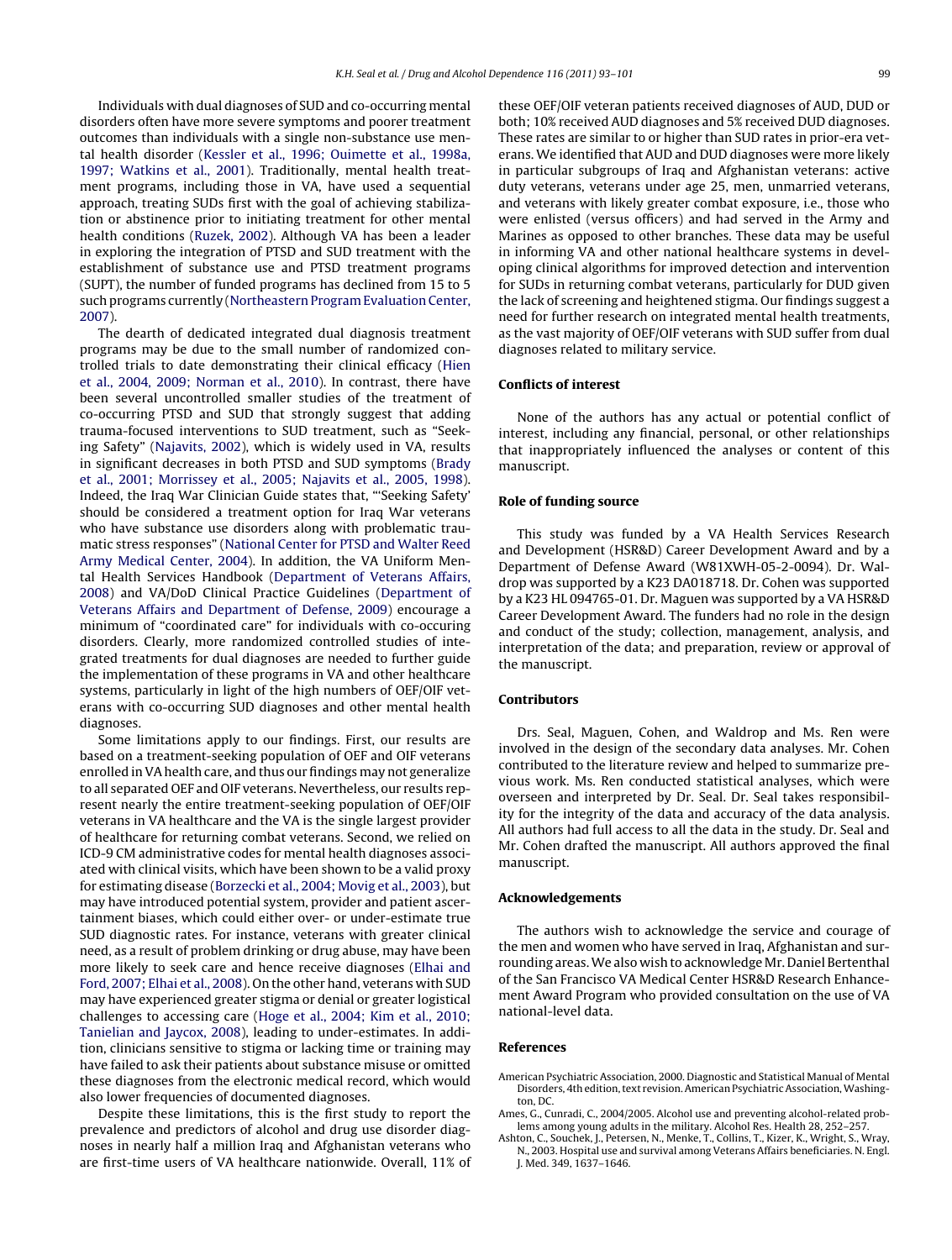Individuals with dual diagnoses of SUD and co-occurring mental disorders often have more severe symptoms and poorer treatment outcomes than individuals with a single non-substance use mental health disorder (Kessler et al., 1996; Ouimette et al., 1998a, 1997; Watkins et al., 2001). Traditionally, mental health treatment programs, including those in VA, have used a sequential approach, treating SUDs first with the goal of achieving stabilization or abstinence prior to initiating treatment for other mental health conditions (Ruzek, 2002). Although VA has been a leader in exploring the integration of PTSD and SUD treatment with the establishment of substance use and PTSD treatment programs (SUPT), the number of funded programs has declined from 15 to 5 such programs currently (Northeastern Program Evaluation Center, 2007).

The dearth of dedicated integrated dual diagnosis treatment programs may be due to the small number of randomized controlled trials to date demonstrating their clinical efficacy (Hien et al., 2004, 2009; Norman et al., 2010). In contrast, there have been several uncontrolled smaller studies of the treatment of co-occurring PTSD and SUD that strongly suggest that adding trauma-focused interventions to SUD treatment, such as "Seeking Safety" (Najavits, 2002), which is widely used in VA, results in significant decreases in both PTSD and SUD symptoms (Brady et al., 2001; Morrissey et al., 2005; Najavits et al., 2005, 1998). Indeed, the Iraq War Clinician Guide states that, "'Seeking Safety' should be considered a treatment option for Iraq War veterans who have substance use disorders along with problematic traumatic stress responses" (National Center for PTSD and Walter Reed Army Medical Center, 2004). In addition, the VA Uniform Mental Health Services Handbook (Department of Veterans Affairs, 2008) and VA/DoD Clinical Practice Guidelines (Department of Veterans Affairs and Department of Defense, 2009) encourage a minimum of "coordinated care" for individuals with co-occuring disorders. Clearly, more randomized controlled studies of integrated treatments for dual diagnoses are needed to further guide the implementation of these programs in VA and other healthcare systems, particularly in light of the high numbers of OEF/OIF veterans with co-occurring SUD diagnoses and other mental health diagnoses.

Some limitations apply to our findings. First, our results are based on a treatment-seeking population of OEF and OIF veterans enrolled in VA health care, and thus our findings may not generalize to all separated OEF and OIF veterans. Nevertheless, our results represent nearly the entire treatment-seeking population of OEF/OIF veterans in VA healthcare and the VA is the single largest provider of healthcare for returning combat veterans. Second, we relied on ICD-9 CM administrative codes for mental health diagnoses associated with clinical visits, which have been shown to be a valid proxy for estimating disease (Borzecki et al., 2004; Movig et al., 2003), but may have introduced potential system, provider and patient ascertainment biases, which could either over- or under-estimate true SUD diagnostic rates. For instance, veterans with greater clinical need, as a result of problem drinking or drug abuse, may have been more likely to seek care and hence receive diagnoses (Elhai and Ford, 2007; Elhai et al., 2008). On the other hand, veterans with SUD may have experienced greater stigma or denial or greater logistical challenges to accessing care (Hoge et al., 2004; Kim et al., 2010; Tanielian and Jaycox, 2008), leading to under-estimates. In addition, clinicians sensitive to stigma or lacking time or training may have failed to ask their patients about substance misuse or omitted these diagnoses from the electronic medical record, which would also lower frequencies of documented diagnoses.

Despite these limitations, this is the first study to report the prevalence and predictors of alcohol and drug use disorder diagnoses in nearly half a million Iraq and Afghanistan veterans who are first-time users of VA healthcare nationwide. Overall, 11% of these OEF/OIF veteran patients received diagnoses of AUD, DUD or both; 10% received AUD diagnoses and 5% received DUD diagnoses. These rates are similar to or higher than SUD rates in prior-era veterans. We identified that AUD and DUD diagnoses were more likely in particular subgroups of Iraq and Afghanistan veterans: active duty veterans, veterans under age 25, men, unmarried veterans, and veterans with likely greater combat exposure, i.e., those who were enlisted (versus officers) and had served in the Army and Marines as opposed to other branches. These data may be useful in informing VA and other national healthcare systems in developing clinical algorithms for improved detection and intervention for SUDs in returning combat veterans, particularly for DUD given the lack of screening and heightened stigma. Our findings suggest a need for further research on integrated mental health treatments, as the vast majority of OEF/OIF veterans with SUD suffer from dual diagnoses related to military service.

## Conflicts of interest

None of the authors has any actual or potential conflict of interest, including any financial, personal, or other relationships that inappropriately influenced the analyses or content of this manuscript.

## Role of funding source

This study was funded by a VA Health Services Research and Development (HSR&D) Career Development Award and by a Department of Defense Award (W81XWH-05-2-0094). Dr. Waldrop was supported by a K23 DA018718. Dr. Cohen was supported by a K23 HL 094765-01. Dr. Maguen was supported by a VA HSR&D Career Development Award. The funders had no role in the design and conduct of the study; collection, management, analysis, and interpretation of the data; and preparation, review or approval of the manuscript.

## Contributors

Drs. Seal, Maguen, Cohen, and Waldrop and Ms. Ren were involved in the design of the secondary data analyses. Mr. Cohen contributed to the literature review and helped to summarize previous work. Ms. Ren conducted statistical analyses, which were overseen and interpreted by Dr. Seal. Dr. Seal takes responsibility for the integrity of the data and accuracy of the data analysis. All authors had full access to all the data in the study. Dr. Seal and Mr. Cohen drafted the manuscript. All authors approved the final manuscript.

## Acknowledgements

The authors wish to acknowledge the service and courage of the men and women who have served in Iraq, Afghanistan and surrounding areas. We also wish to acknowledge Mr. Daniel Bertenthal of the San Francisco VA Medical Center HSR&D Research Enhancement Award Program who provided consultation on the use of VA national-level data.

## References

American Psychiatric Association, 2000. Diagnostic and Statistical Manual of Mental Disorders, 4th edition, text revision. American Psychiatric Association, Washington, DC.

Ames, G., Cunradi, C., 2004/2005. Alcohol use and preventing alcohol-related problems among young adults in the military. Alcohol Res. Health 28, 252–257.

Ashton, C., Souchek, J., Petersen, N., Menke, T., Collins, T., Kizer, K., Wright, S., Wray, N., 2003. Hospital use and survival among Veterans Affairs beneficiaries. N. Engl. J. Med. 349, 1637–1646.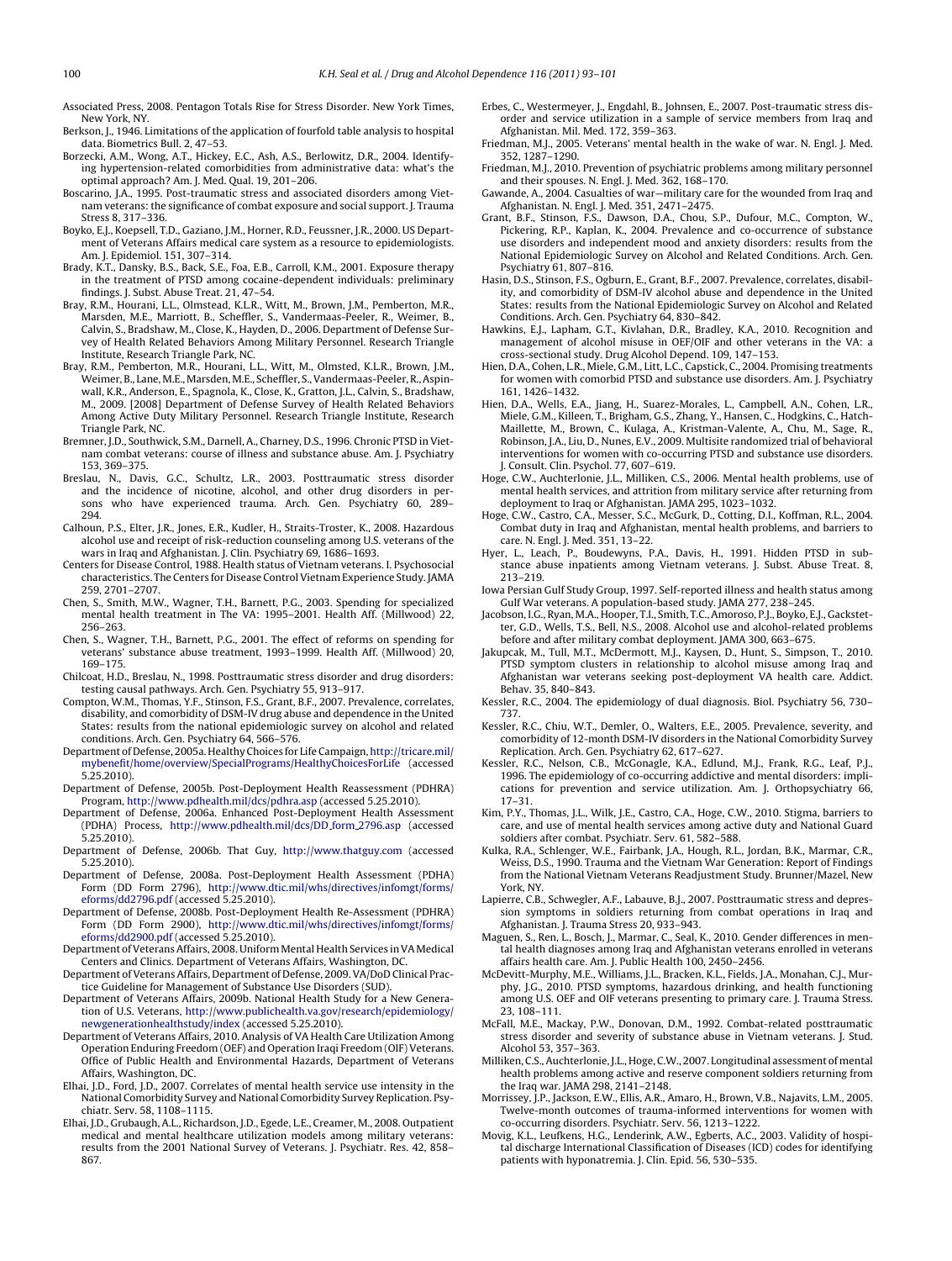Associated Press, 2008. Pentagon Totals Rise for Stress Disorder. New York Times, New York, NY.

Berkson, J., 1946. Limitations of the application of fourfold table analysis to hospital data. Biometrics Bull. 2, 47–53.

Borzecki, A.M., Wong, A.T., Hickey, E.C., Ash, A.S., Berlowitz, D.R., 2004. Identifying hypertension-related comorbidities from administrative data: what's the optimal approach? Am. J. Med. Qual. 19, 201–206.

Boscarino, J.A., 1995. Post-traumatic stress and associated disorders among Vietnam veterans: the significance of combat exposure and social support. J. Trauma Stress 8, 317–336.

Boyko, E.J., Koepsell, T.D., Gaziano, J.M., Horner, R.D., Feussner, J.R., 2000. US Department of Veterans Affairs medical care system as a resource to epidemiologists. Am. J. Epidemiol. 151, 307–314.

Brady, K.T., Dansky, B.S., Back, S.E., Foa, E.B., Carroll, K.M., 2001. Exposure therapy in the treatment of PTSD among cocaine-dependent individuals: preliminary findings. J. Subst. Abuse Treat. 21, 47–54.

Bray, R.M., Hourani, L.L., Olmstead, K.L.R., Witt, M., Brown, J.M., Pemberton, M.R., Marsden, M.E., Marriott, B., Scheffler, S., Vandermaas-Peeler, R., Weimer, B., Calvin, S., Bradshaw, M., Close, K., Hayden, D., 2006. Department of Defense Survey of Health Related Behaviors Among Military Personnel. Research Triangle Institute, Research Triangle Park, NC.

Bray, R.M., Pemberton, M.R., Hourani, L.L., Witt, M., Olmsted, K.L.R., Brown, J.M., Weimer, B., Lane, M.E., Marsden, M.E., Scheffler, S., Vandermaas-Peeler, R., Aspinwall, K.R., Anderson, E., Spagnola, K., Close, K., Gratton, J.L., Calvin, S., Bradshaw, M., 2009. [2008] Department of Defense Survey of Health Related Behaviors Among Active Duty Military Personnel. Research Triangle Institute, Research Triangle Park, NC.

Bremner, J.D., Southwick, S.M., Darnell, A., Charney, D.S., 1996. Chronic PTSD in Vietnam combat veterans: course of illness and substance abuse. Am. J. Psychiatry 153, 369–375.

Breslau, N., Davis, G.C., Schultz, L.R., 2003. Posttraumatic stress disorder and the incidence of nicotine, alcohol, and other drug disorders in persons who have experienced trauma. Arch. Gen. Psychiatry 60, 289–294.

Calhoun, P.S., Elter, J.R., Jones, E.R., Kudler, H., Straits-Troster, K., 2008. Hazardous alcohol use and receipt of risk-reduction counseling among U.S. veterans of the wars in Iraq and Afghanistan. J. Clin. Psychiatry 69, 1686–1693.

Centers for Disease Control, 1988. Health status of Vietnam veterans. I. Psychosocial characteristics. The Centers for Disease Control Vietnam Experience Study. JAMA 259, 2701–2707.

Chen, S., Smith, M.W., Wagner, T.H., Barnett, P.G., 2003. Spending for specialized mental health treatment in The VA: 1995–2001. Health Aff. (Millwood) 22, 256–263.

Chen, S., Wagner, T.H., Barnett, P.G., 2001. The effect of reforms on spending for veterans' substance abuse treatment, 1993–1999. Health Aff. (Millwood) 20, 169–175.

Chilcoat, H.D., Breslau, N., 1998. Posttraumatic stress disorder and drug disorders: testing causal pathways. Arch. Gen. Psychiatry 55, 913–917.

Compton, W.M., Thomas, Y.F., Stinson, F.S., Grant, B.F., 2007. Prevalence, correlates, disability, and comorbidity of DSM-IV drug abuse and dependence in the United States: results from the national epidemiologic survey on alcohol and related conditions. Arch. Gen. Psychiatry 64, 566–576.

Department of Defense, 2005a. Healthy Choices for Life Campaign, http://tricare.mil/mybenefit/home/overview/SpecialPrograms/HealthyChoicesForLife (accessed 5.25.2010).

Department of Defense, 2005b. Post-Deployment Health Reassessment (PDHRA) Program, http://www.pdhealth.mil/dcs/pdhra.asp (accessed 5.25.2010).

Department of Defense, 2006a. Enhanced Post-Deployment Health Assessment (PDHA) Process, http://www.pdhealth.mil/dcs/DD_form_2796.asp (accessed 5.25.2010).

Department of Defense, 2006b. That Guy, http://www.thatguy.com (accessed 5.25.2010).

Department of Defense, 2008a. Post-Deployment Health Assessment (PDHA) Form (DD Form 2796), http://www.dtic.mil/whs/directives/infomgt/forms/eforms/dd2796.pdf (accessed 5.25.2010).

Department of Defense, 2008b. Post-Deployment Health Re-Assessment (PDHRA) Form (DD Form 2900), http://www.dtic.mil/whs/directives/infomgt/forms/eforms/dd2900.pdf (accessed 5.25.2010).

Department of Veterans Affairs, 2008. Uniform Mental Health Services in VA Medical Centers and Clinics. Department of Veterans Affairs, Washington, DC.

Department of Veterans Affairs, Department of Defense, 2009. VA/DoD Clinical Practice Guideline for Management of Substance Use Disorders (SUD).

Department of Veterans Affairs, 2009b. National Health Study for a New Generation of U.S. Veterans, http://www.publichealth.va.gov/research/epidemiology/newgenerationhealthstudy/index (accessed 5.25.2010).

Department of Veterans Affairs, 2010. Analysis of VA Health Care Utilization Among Operation Enduring Freedom (OEF) and Operation Iraqi Freedom (OIF) Veterans. Office of Public Health and Environmental Hazards, Department of Veterans Affairs, Washington, DC.

Elhai, J.D., Ford, J.D., 2007. Correlates of mental health service use intensity in the National Comorbidity Survey and National Comorbidity Survey Replication. Psychiatr. Serv. 58, 1108–1115.

Elhai, J.D., Grubaugh, A.L., Richardson, J.D., Egede, L.E., Creamer, M., 2008. Outpatient medical and mental healthcare utilization models among military veterans: results from the 2001 National Survey of Veterans. J. Psychiatr. Res. 42, 858–867.

Erbes, C., Westermeyer, J., Engdahl, B., Johnsen, E., 2007. Post-traumatic stress disorder and service utilization in a sample of service members from Iraq and Afghanistan. Mil. Med. 172, 359–363.

Friedman, M.J., 2005. Veterans' mental health in the wake of war. N. Engl. J. Med. 352, 1287–1290.

Friedman, M.J., 2010. Prevention of psychiatric problems among military personnel and their spouses. N. Engl. J. Med. 362, 168–170.

Gawande, A., 2004. Casualties of war—military care for the wounded from Iraq and Afghanistan. N. Engl. J. Med. 351, 2471–2475.

Grant, B.F., Stinson, F.S., Dawson, D.A., Chou, S.P., Dufour, M.C., Compton, W., Pickering, R.P., Kaplan, K., 2004. Prevalence and co-occurrence of substance use disorders and independent mood and anxiety disorders: results from the National Epidemiologic Survey on Alcohol and Related Conditions. Arch. Gen. Psychiatry 61, 807–816.

Hasin, D.S., Stinson, F.S., Ogburn, E., Grant, B.F., 2007. Prevalence, correlates, disability, and comorbidity of DSM-IV alcohol abuse and dependence in the United States: results from the National Epidemiologic Survey on Alcohol and Related Conditions. Arch. Gen. Psychiatry 64, 830–842.

Hawkins, E.J., Lapham, G.T., Kivlahan, D.R., Bradley, K.A., 2010. Recognition and management of alcohol misuse in OEF/OIF and other veterans in the VA: a cross-sectional study. Drug Alcohol Depend. 109, 147–153.

Hien, D.A., Cohen, L.R., Miele, G.M., Litt, L.C., Capstick, C., 2004. Promising treatments for women with comorbid PTSD and substance use disorders. Am. J. Psychiatry 161, 1426–1432.

Hien, D.A., Wells, E.A., Jiang, H., Suarez-Morales, L., Campbell, A.N., Cohen, L.R., Miele, G.M., Killeen, T., Brigham, G.S., Zhang, Y., Hansen, C., Hodgkins, C., Hatch-Maillette, M., Brown, C., Kulaga, A., Kristman-Valente, A., Chu, M., Sage, R., Robinson, J.A., Liu, D., Nunes, E.V., 2009. Multisite randomized trial of behavioral interventions for women with co-occurring PTSD and substance use disorders. J. Consult. Clin. Psychol. 77, 607–619.

Hoge, C.W., Auchterlonie, J.L., Milliken, C.S., 2006. Mental health problems, use of mental health services, and attrition from military service after returning from deployment to Iraq or Afghanistan. JAMA 295, 1023–1032.

Hoge, C.W., Castro, C.A., Messer, S.C., McGurk, D., Cotting, D.I., Koffman, R.L., 2004. Combat duty in Iraq and Afghanistan, mental health problems, and barriers to care. N. Engl. J. Med. 351, 13–22.

Hyer, L., Leach, P., Boudewyns, P.A., Davis, H., 1991. Hidden PTSD in substance abuse inpatients among Vietnam veterans. J. Subst. Abuse Treat. 8, 213–219.

Iowa Persian Gulf Study Group, 1997. Self-reported illness and health status among Gulf War veterans. A population-based study. JAMA 277, 238–245.

Jacobson, I.G., Ryan, M.A., Hooper, T.I., Smith, T.C., Amoroso, P.J., Boyko, E.J., Gackstetter, G.D., Wells, T.S., Bell, N.S., 2008. Alcohol use and alcohol-related problems before and after military combat deployment. JAMA 300, 663–675.

Jakupcak, M., Tull, M.T., McDermott, M.J., Kaysen, D., Hunt, S., Simpson, T., 2010. PTSD symptom clusters in relationship to alcohol misuse among Iraq and Afghanistan war veterans seeking post-deployment VA health care. Addict. Behav. 35, 840–843.

Kessler, R.C., 2004. The epidemiology of dual diagnosis. Biol. Psychiatry 56, 730–737.

Kessler, R.C., Chiu, W.T., Demler, O., Walters, E.E., 2005. Prevalence, severity, and comorbidity of 12-month DSM-IV disorders in the National Comorbidity Survey Replication. Arch. Gen. Psychiatry 62, 617–627.

Kessler, R.C., Nelson, C.B., McGonagle, K.A., Edlund, M.J., Frank, R.G., Leaf, P.J., 1996. The epidemiology of co-occurring addictive and mental disorders: implications for prevention and service utilization. Am. J. Orthopsychiatry 66, 17–31.

Kim, P.Y., Thomas, J.L., Wilk, J.E., Castro, C.A., Hoge, C.W., 2010. Stigma, barriers to care, and use of mental health services among active duty and National Guard soldiers after combat. Psychiatr. Serv. 61, 582–588.

Kulka, R.A., Schlenger, W.E., Fairbank, J.A., Hough, R.L., Jordan, B.K., Marmar, C.R., Weiss, D.S., 1990. Trauma and the Vietnam War Generation: Report of Findings from the National Vietnam Veterans Readjustment Study. Brunner/Mazel, New York, NY.

Lapierre, C.B., Schwegler, A.F., Labauve, B.J., 2007. Posttraumatic stress and depression symptoms in soldiers returning from combat operations in Iraq and Afghanistan. J. Trauma Stress 20, 933–943.

Maguen, S., Ren, L., Bosch, J., Marmar, C., Seal, K., 2010. Gender differences in mental health diagnoses among Iraq and Afghanistan veterans enrolled in veterans affairs health care. Am. J. Public Health 100, 2450–2456.

McDevitt-Murphy, M.E., Williams, J.L., Bracken, K.L., Fields, J.A., Monahan, C.J., Murphy, J.G., 2010. PTSD symptoms, hazardous drinking, and health functioning among U.S. OEF and OIF veterans presenting to primary care. J. Trauma Stress. 23, 108–111.

McFall, M.E., Mackay, P.W., Donovan, D.M., 1992. Combat-related posttraumatic stress disorder and severity of substance abuse in Vietnam veterans. J. Stud. Alcohol 53, 357–363.

Milliken, C.S., Auchterlonie, J.L., Hoge, C.W., 2007. Longitudinal assessment of mental health problems among active and reserve component soldiers returning from the Iraq war. JAMA 298, 2141–2148.

Morrissey, J.P., Jackson, E.W., Ellis, A.R., Amaro, H., Brown, V.B., Najavits, L.M., 2005. Twelve-month outcomes of trauma-informed interventions for women with co-occurring disorders. Psychiatr. Serv. 56, 1213–1222.

Movig, K.L., Leufkens, H.G., Lenderink, A.W., Egberts, A.C., 2003. Validity of hospital discharge International Classification of Diseases (ICD) codes for identifying patients with hyponatremia. J. Clin. Epid. 56, 530–535.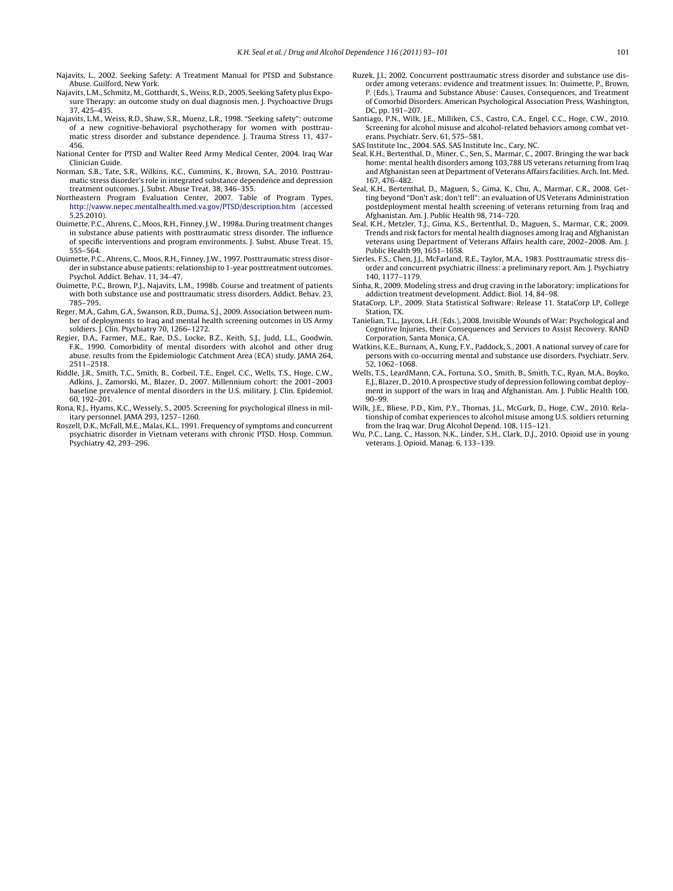Najavits, L., 2002. Seeking Safety: A Treatment Manual for PTSD and Substance Abuse. Guilford, New York.

Najavits, L.M., Schmitz, M., Gotthardt, S., Weiss, R.D., 2005. Seeking Safety plus Exposure Therapy: an outcome study on dual diagnosis men. J. Psychoactive Drugs 37, 425–435.

Najavits, L.M., Weiss, R.D., Shaw, S.R., Muenz, L.R., 1998. "Seeking safety": outcome of a new cognitive-behavioral psychotherapy for women with posttraumatic stress disorder and substance dependence. J. Trauma Stress 11, 437–456.

National Center for PTSD and Walter Reed Army Medical Center, 2004. Iraq War Clinician Guide.

Norman, S.B., Tate, S.R., Wilkins, K.C., Cummins, K., Brown, S.A., 2010. Posttraumatic stress disorder's role in integrated substance dependence and depression treatment outcomes. J. Subst. Abuse Treat. 38, 346–355.

Northeastern Program Evaluation Center, 2007. Table of Program Types, http://vaww.nepec.mentalhealth.med.va.gov/PTSD/description.htm (accessed 5.25.2010).

Ouimette, P.C., Ahrens, C., Moos, R.H., Finney, J.W., 1998a. During treatment changes in substance abuse patients with posttraumatic stress disorder. The influence of specific interventions and program environments. J. Subst. Abuse Treat. 15, 555–564.

Ouimette, P.C., Ahrens, C., Moos, R.H., Finney, J.W., 1997. Posttraumatic stress disorder in substance abuse patients: relationship to 1-year posttreatment outcomes. Psychol. Addict. Behav. 11, 34–47.

Ouimette, P.C., Brown, P.J., Najavits, L.M., 1998b. Course and treatment of patients with both substance use and posttraumatic stress disorders. Addict. Behav. 23, 785–795.

Reger, M.A., Gahm, G.A., Swanson, R.D., Duma, S.J., 2009. Association between number of deployments to Iraq and mental health screening outcomes in US Army soldiers. J. Clin. Psychiatry 70, 1266–1272.

Regier, D.A., Farmer, M.E., Rae, D.S., Locke, B.Z., Keith, S.J., Judd, L.L., Goodwin, F.K., 1990. Comorbidity of mental disorders with alcohol and other drug abuse. results from the Epidemiologic Catchment Area (ECA) study. JAMA 264, 2511–2518.

Riddle, J.R., Smith, T.C., Smith, B., Corbeil, T.E., Engel, C.C., Wells, T.S., Hoge, C.W., Adkins, J., Zamorski, M., Blazer, D., 2007. Millennium cohort: the 2001–2003 baseline prevalence of mental disorders in the U.S. military. J. Clin. Epidemiol. 60, 192–201.

Rona, R.J., Hyams, K.C., Wessely, S., 2005. Screening for psychological illness in military personnel. JAMA 293, 1257–1260.

Roszell, D.K., McFall, M.E., Malas, K.L., 1991. Frequency of symptoms and concurrent psychiatric disorder in Vietnam veterans with chronic PTSD. Hosp. Commun. Psychiatry 42, 293–296.

Ruzek, J.I., 2002. Concurrent posttraumatic stress disorder and substance use disorder among veterans: evidence and treatment issues. In: Ouimette, P., Brown, P. (Eds.), Trauma and Substance Abuse: Causes, Consequences, and Treatment of Comorbid Disorders. American Psychological Association Press, Washington, DC, pp. 191–207.

Santiago, P.N., Wilk, J.E., Milliken, C.S., Castro, C.A., Engel, C.C., Hoge, C.W., 2010. Screening for alcohol misuse and alcohol-related behaviors among combat veterans. Psychiatr. Serv. 61, 575–581.

SAS Institute Inc., 2004. SAS. SAS Institute Inc., Cary, NC.

Seal, K.H., Bertenthal, D., Miner, C., Sen, S., Marmar, C., 2007. Bringing the war back home: mental health disorders among 103,788 US veterans returning from Iraq and Afghanistan seen at Department of Veterans Affairs facilities. Arch. Int. Med. 167, 476–482.

Seal, K.H., Bertenthal, D., Maguen, S., Gima, K., Chu, A., Marmar, C.R., 2008. Getting beyond "Don't ask; don't tell": an evaluation of US Veterans Administration postdeployment mental health screening of veterans returning from Iraq and Afghanistan. Am. J. Public Health 98, 714–720.

Seal, K.H., Metzler, T.J., Gima, K.S., Bertenthal, D., Maguen, S., Marmar, C.R., 2009. Trends and risk factors for mental health diagnoses among Iraq and Afghanistan veterans using Department of Veterans Affairs health care, 2002–2008. Am. J. Public Health 99, 1651–1658.

Sierles, F.S., Chen, J.J., McFarland, R.E., Taylor, M.A., 1983. Posttraumatic stress disorder and concurrent psychiatric illness: a preliminary report. Am. J. Psychiatry 140, 1177–1179.

Sinha, R., 2009. Modeling stress and drug craving in the laboratory: implications for addiction treatment development. Addict. Biol. 14, 84–98.

StataCorp, L.P., 2009. Stata Statistical Software: Release 11. StataCorp LP, College Station, TX.

Tanielian, T.L., Jaycox, L.H. (Eds.), 2008. Invisible Wounds of War: Psychological and Cognitive Injuries, their Consequences and Services to Assist Recovery. RAND Corporation, Santa Monica, CA.

Watkins, K.E., Burnam, A., Kung, F.Y., Paddock, S., 2001. A national survey of care for persons with co-occurring mental and substance use disorders. Psychiatr. Serv. 52, 1062–1068.

Wells, T.S., LeardMann, C.A., Fortuna, S.O., Smith, B., Smith, T.C., Ryan, M.A., Boyko, E.J., Blazer, D., 2010. A prospective study of depression following combat deployment in support of the wars in Iraq and Afghanistan. Am. J. Public Health 100, 90–99.

Wilk, J.E., Bliese, P.D., Kim, P.Y., Thomas, J.L., McGurk, D., Hoge, C.W., 2010. Relationship of combat experiences to alcohol misuse among U.S. soldiers returning from the Iraq war. Drug Alcohol Depend. 108, 115–121.

Wu, P.C., Lang, C., Hasson, N.K., Linder, S.H., Clark, D.J., 2010. Opioid use in young veterans. J. Opioid. Manag. 6, 133–139.